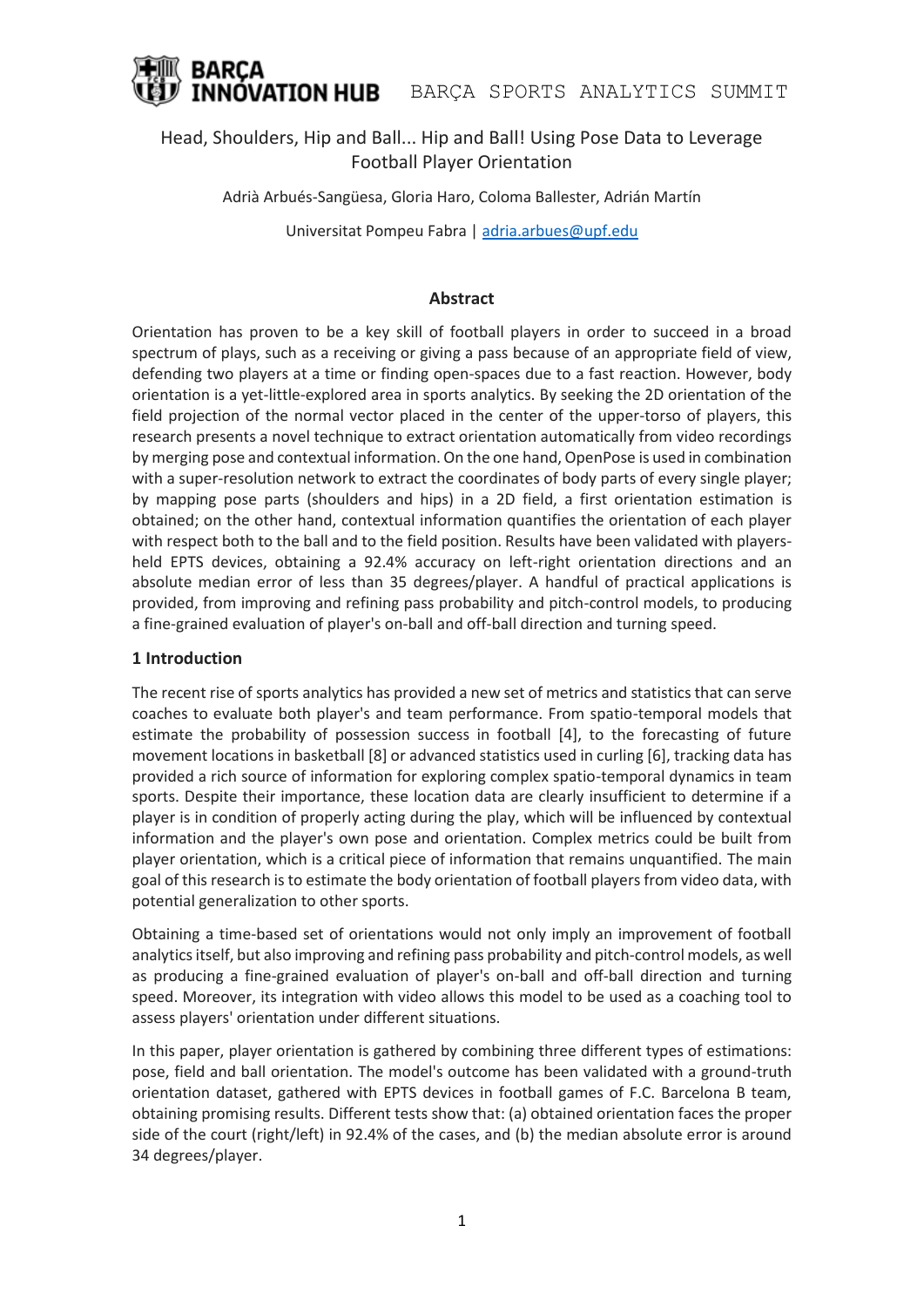# Head, Shoulders, Hip and Ball... Hip and Ball! Using Pose Data to Leverage Football Player Orientation

Adrià Arbués-Sangüesa, Gloria Haro, Coloma Ballester, Adrián Martín

Universitat Pompeu Fabra | adria.arbues@upf.edu

## Abstract

Orientation has proven to be a key skill of football players in order to succeed in a broad spectrum of plays, such as a receiving or giving a pass because of an appropriate field of view, defending two players at a time or finding open-spaces due to a fast reaction. However, body orientation is a yet-little-explored area in sports analytics. By seeking the 2D orientation of the field projection of the normal vector placed in the center of the upper-torso of players, this research presents a novel technique to extract orientation automatically from video recordings by merging pose and contextual information. On the one hand, OpenPose is used in combination with a super-resolution network to extract the coordinates of body parts of every single player; by mapping pose parts (shoulders and hips) in a 2D field, a first orientation estimation is obtained; on the other hand, contextual information quantifies the orientation of each player with respect both to the ball and to the field position. Results have been validated with players-held EPTS devices, obtaining a 92.4% accuracy on left-right orientation directions and an absolute median error of less than 35 degrees/player. A handful of practical applications is provided, from improving and refining pass probability and pitch-control models, to producing a fine-grained evaluation of player's on-ball and off-ball direction and turning speed.

## 1 Introduction

The recent rise of sports analytics has provided a new set of metrics and statistics that can serve coaches to evaluate both player's and team performance. From spatio-temporal models that estimate the probability of possession success in football [4], to the forecasting of future movement locations in basketball [8] or advanced statistics used in curling [6], tracking data has provided a rich source of information for exploring complex spatio-temporal dynamics in team sports. Despite their importance, these location data are clearly insufficient to determine if a player is in condition of properly acting during the play, which will be influenced by contextual information and the player's own pose and orientation. Complex metrics could be built from player orientation, which is a critical piece of information that remains unquantified. The main goal of this research is to estimate the body orientation of football players from video data, with potential generalization to other sports.

Obtaining a time-based set of orientations would not only imply an improvement of football analytics itself, but also improving and refining pass probability and pitch-control models, as well as producing a fine-grained evaluation of player's on-ball and off-ball direction and turning speed. Moreover, its integration with video allows this model to be used as a coaching tool to assess players' orientation under different situations.

In this paper, player orientation is gathered by combining three different types of estimations: pose, field and ball orientation. The model's outcome has been validated with a ground-truth orientation dataset, gathered with EPTS devices in football games of F.C. Barcelona B team, obtaining promising results. Different tests show that: (a) obtained orientation faces the proper side of the court (right/left) in 92.4% of the cases, and (b) the median absolute error is around 34 degrees/player.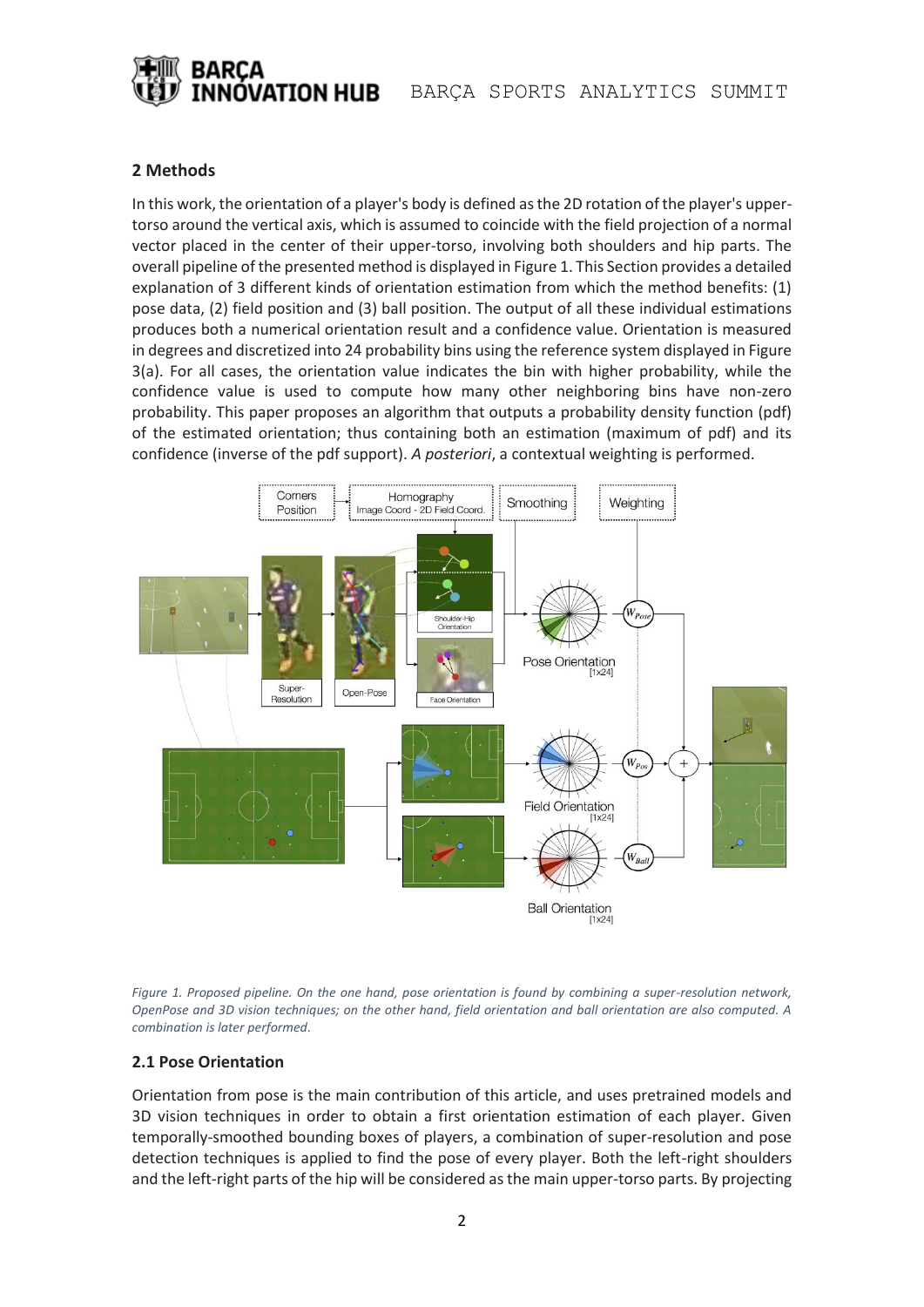## 2 Methods

In this work, the orientation of a player's body is defined as the 2D rotation of the player's upper-torso around the vertical axis, which is assumed to coincide with the field projection of a normal vector placed in the center of their upper-torso, involving both shoulders and hip parts. The overall pipeline of the presented method is displayed in Figure 1. This Section provides a detailed explanation of 3 different kinds of orientation estimation from which the method benefits: (1) pose data, (2) field position and (3) ball position. The output of all these individual estimations produces both a numerical orientation result and a confidence value. Orientation is measured in degrees and discretized into 24 probability bins using the reference system displayed in Figure 3(a). For all cases, the orientation value indicates the bin with higher probability, while the confidence value is used to compute how many other neighboring bins have non-zero probability. This paper proposes an algorithm that outputs a probability density function (pdf) of the estimated orientation; thus containing both an estimation (maximum of pdf) and its confidence (inverse of the pdf support). *A posteriori*, a contextual weighting is performed.

*Figure 1. Proposed pipeline. On the one hand, pose orientation is found by combining a super-resolution network, OpenPose and 3D vision techniques; on the other hand, field orientation and ball orientation are also computed. A combination is later performed.*

### 2.1 Pose Orientation

Orientation from pose is the main contribution of this article, and uses pretrained models and 3D vision techniques in order to obtain a first orientation estimation of each player. Given temporally-smoothed bounding boxes of players, a combination of super-resolution and pose detection techniques is applied to find the pose of every player. Both the left-right shoulders and the left-right parts of the hip will be considered as the main upper-torso parts. By projecting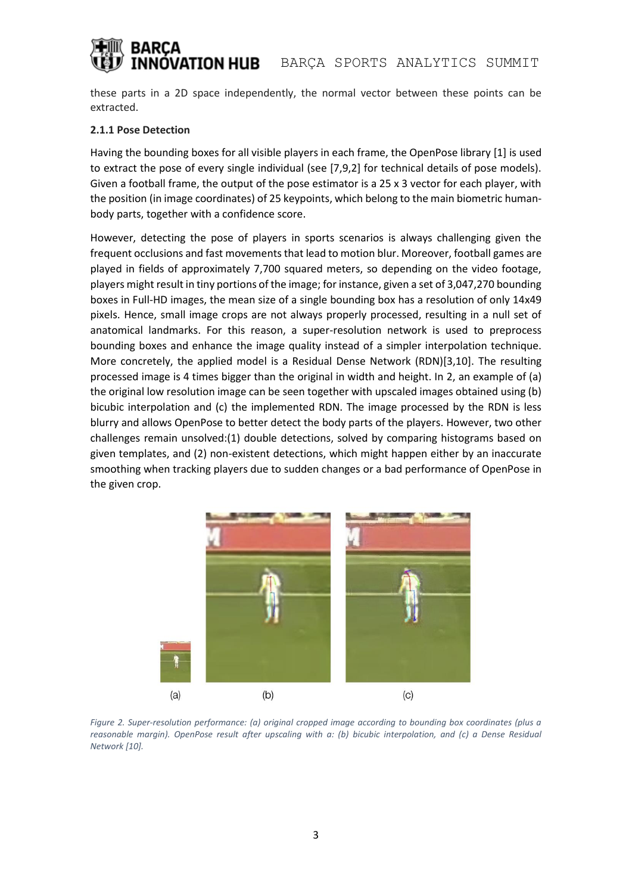these parts in a 2D space independently, the normal vector between these points can be extracted.

### 2.1.1 Pose Detection

Having the bounding boxes for all visible players in each frame, the OpenPose library [1] is used to extract the pose of every single individual (see [7,9,2] for technical details of pose models). Given a football frame, the output of the pose estimator is a 25 x 3 vector for each player, with the position (in image coordinates) of 25 keypoints, which belong to the main biometric human-body parts, together with a confidence score.

However, detecting the pose of players in sports scenarios is always challenging given the frequent occlusions and fast movements that lead to motion blur. Moreover, football games are played in fields of approximately 7,700 squared meters, so depending on the video footage, players might result in tiny portions of the image; for instance, given a set of 3,047,270 bounding boxes in Full-HD images, the mean size of a single bounding box has a resolution of only 14x49 pixels. Hence, small image crops are not always properly processed, resulting in a null set of anatomical landmarks. For this reason, a super-resolution network is used to preprocess bounding boxes and enhance the image quality instead of a simpler interpolation technique. More concretely, the applied model is a Residual Dense Network (RDN)[3,10]. The resulting processed image is 4 times bigger than the original in width and height. In 2, an example of (a) the original low resolution image can be seen together with upscaled images obtained using (b) bicubic interpolation and (c) the implemented RDN. The image processed by the RDN is less blurry and allows OpenPose to better detect the body parts of the players. However, two other challenges remain unsolved:(1) double detections, solved by comparing histograms based on given templates, and (2) non-existent detections, which might happen either by an inaccurate smoothing when tracking players due to sudden changes or a bad performance of OpenPose in the given crop.

(a) (b) (c)

*Figure 2. Super-resolution performance: (a) original cropped image according to bounding box coordinates (plus a reasonable margin). OpenPose result after upscaling with a: (b) bicubic interpolation, and (c) a Dense Residual Network [10].*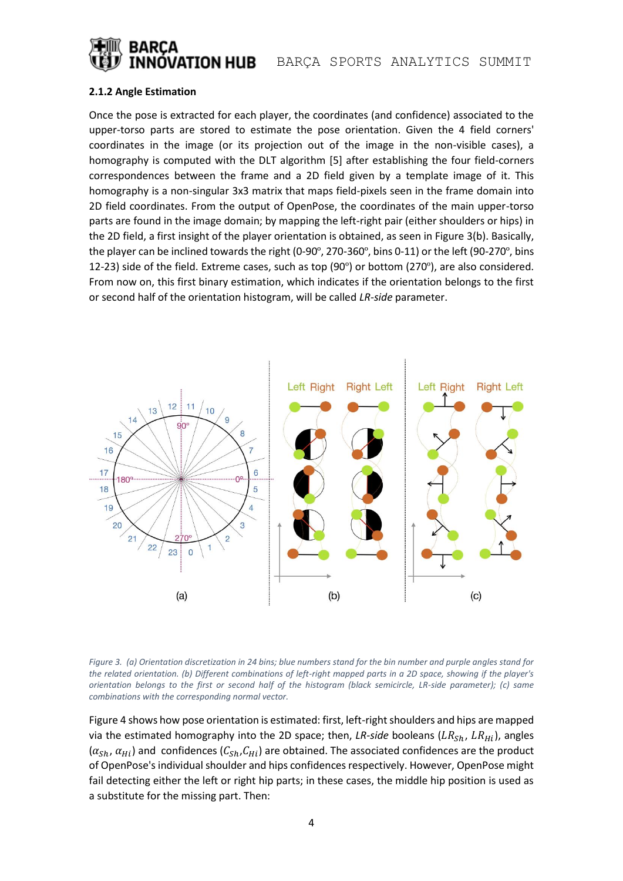### 2.1.2 Angle Estimation

Once the pose is extracted for each player, the coordinates (and confidence) associated to the upper-torso parts are stored to estimate the pose orientation. Given the 4 field corners' coordinates in the image (or its projection out of the image in the non-visible cases), a homography is computed with the DLT algorithm [5] after establishing the four field-corners correspondences between the frame and a 2D field given by a template image of it. This homography is a non-singular 3x3 matrix that maps field-pixels seen in the frame domain into 2D field coordinates. From the output of OpenPose, the coordinates of the main upper-torso parts are found in the image domain; by mapping the left-right pair (either shoulders or hips) in the 2D field, a first insight of the player orientation is obtained, as seen in Figure 3(b). Basically, the player can be inclined towards the right (0-90º, 270-360º, bins 0-11) or the left (90-270º, bins 12-23) side of the field. Extreme cases, such as top (90º) or bottom (270º), are also considered. From now on, this first binary estimation, which indicates if the orientation belongs to the first or second half of the orientation histogram, will be called *LR-side* parameter.

*Figure 3. (a) Orientation discretization in 24 bins; blue numbers stand for the bin number and purple angles stand for the related orientation. (b) Different combinations of left-right mapped parts in a 2D space, showing if the player's orientation belongs to the first or second half of the histogram (black semicircle, LR-side parameter); (c) same combinations with the corresponding normal vector.*

Figure 4 shows how pose orientation is estimated: first, left-right shoulders and hips are mapped via the estimated homography into the 2D space; then, *LR-side* booleans ($LR_{Sh}$, $LR_{Hi}$), angles ($\alpha_{Sh}$, $\alpha_{Hi}$) and confidences ($C_{Sh}$,$C_{Hi}$) are obtained. The associated confidences are the product of OpenPose's individual shoulder and hips confidences respectively. However, OpenPose might fail detecting either the left or right hip parts; in these cases, the middle hip position is used as a substitute for the missing part. Then: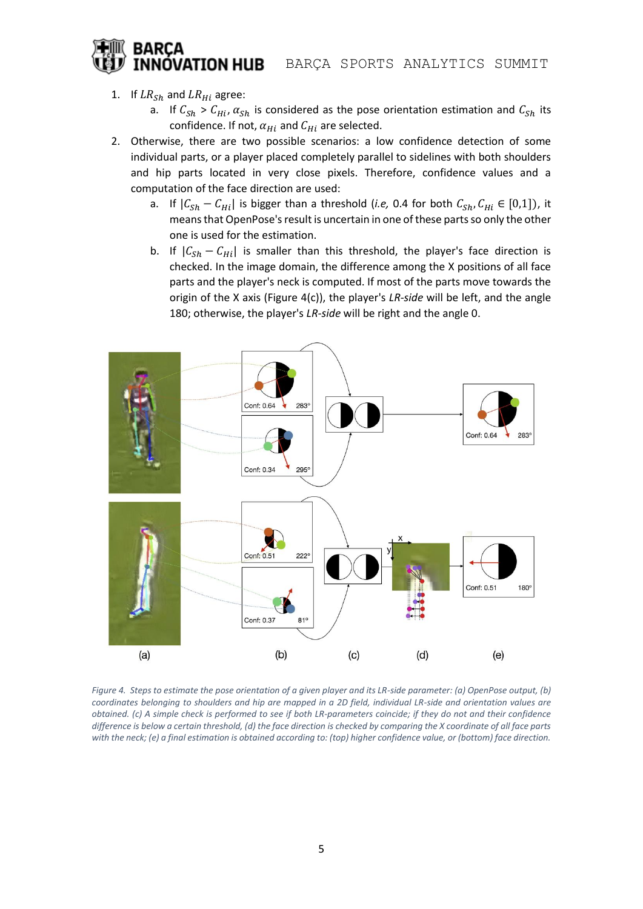1. If $LR_{Sh}$ and $LR_{Hi}$ agree:
    a. If $C_{Sh} > C_{Hi}$, $\alpha_{Sh}$ is considered as the pose orientation estimation and $C_{Sh}$ its confidence. If not, $\alpha_{Hi}$ and $C_{Hi}$ are selected.
2. Otherwise, there are two possible scenarios: a low confidence detection of some individual parts, or a player placed completely parallel to sidelines with both shoulders and hip parts located in very close pixels. Therefore, confidence values and a computation of the face direction are used:
    a. If $|C_{Sh} - C_{Hi}|$ is bigger than a threshold (*i.e,* 0.4 for both $C_{Sh}, C_{Hi} \in [0,1]$), it means that OpenPose's result is uncertain in one of these parts so only the other one is used for the estimation.
    b. If $|C_{Sh} - C_{Hi}|$ is smaller than this threshold, the player's face direction is checked. In the image domain, the difference among the X positions of all face parts and the player's neck is computed. If most of the parts move towards the origin of the X axis (Figure 4(c)), the player's *LR-side* will be left, and the angle 180; otherwise, the player's *LR-side* will be right and the angle 0.

*Figure 4. Steps to estimate the pose orientation of a given player and its LR-side parameter: (a) OpenPose output, (b) coordinates belonging to shoulders and hip are mapped in a 2D field, individual LR-side and orientation values are obtained. (c) A simple check is performed to see if both LR-parameters coincide; if they do not and their confidence difference is below a certain threshold, (d) the face direction is checked by comparing the X coordinate of all face parts with the neck; (e) a final estimation is obtained according to: (top) higher confidence value, or (bottom) face direction.*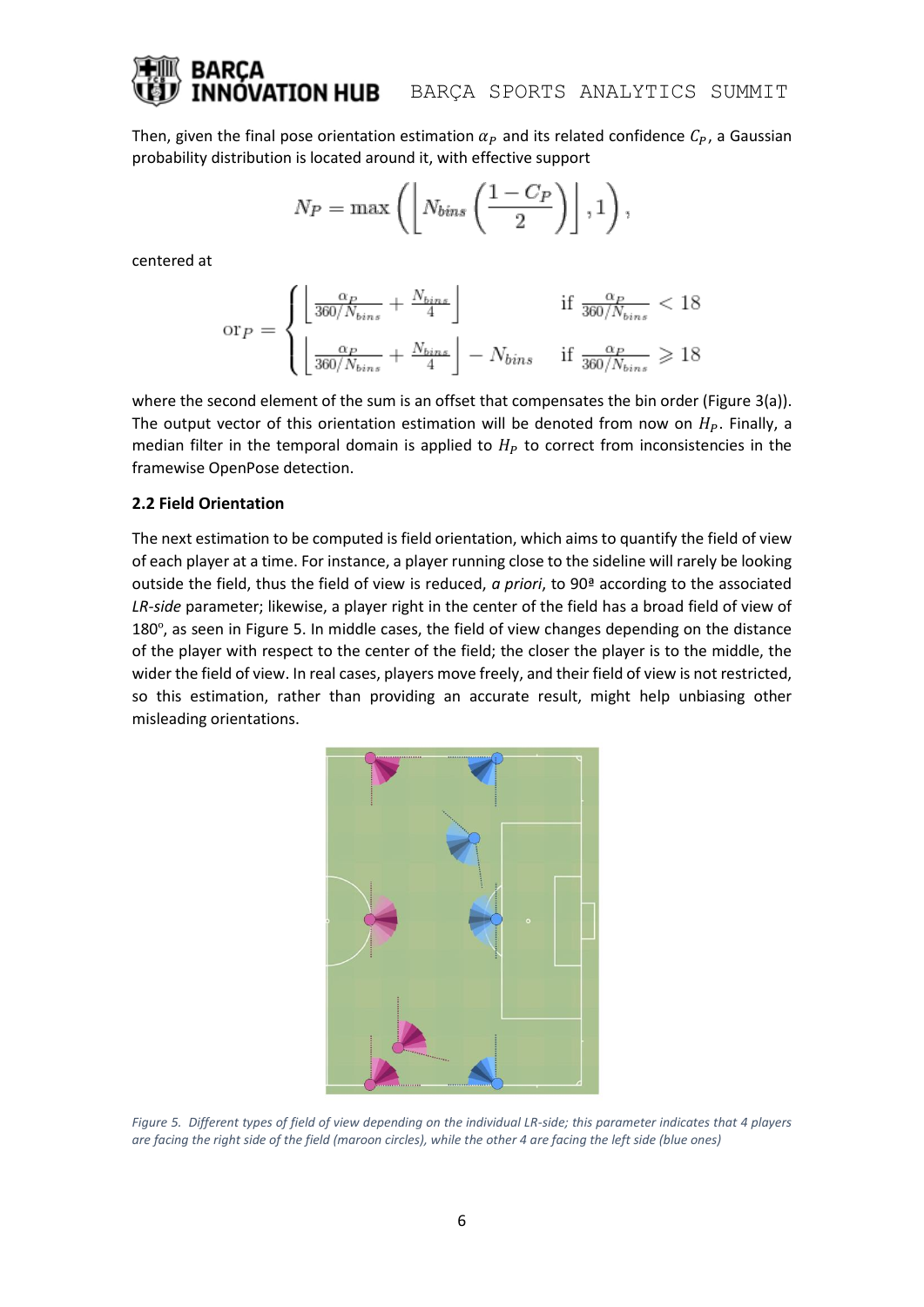Then, given the final pose orientation estimation $\alpha_P$ and its related confidence $C_P$, a Gaussian probability distribution is located around it, with effective support

$$N_P = \max\left(\left\lfloor N_{bins}\left(\frac{1-C_P}{2}\right)\right\rfloor, 1\right),$$

centered at

$$\mathrm{or}_P = \begin{cases} \left\lfloor \frac{\alpha_P}{360/N_{bins}} + \frac{N_{bins}}{4} \right\rfloor & \text{if } \frac{\alpha_P}{360/N_{bins}} < 18 \\ \left\lfloor \frac{\alpha_P}{360/N_{bins}} + \frac{N_{bins}}{4} \right\rfloor - N_{bins} & \text{if } \frac{\alpha_P}{360/N_{bins}} \geqslant 18 \end{cases}$$

where the second element of the sum is an offset that compensates the bin order (Figure 3(a)). The output vector of this orientation estimation will be denoted from now on $H_P$. Finally, a median filter in the temporal domain is applied to $H_P$ to correct from inconsistencies in the framewise OpenPose detection.

### 2.2 Field Orientation

The next estimation to be computed is field orientation, which aims to quantify the field of view of each player at a time. For instance, a player running close to the sideline will rarely be looking outside the field, thus the field of view is reduced, *a priori*, to 90ª according to the associated *LR-side* parameter; likewise, a player right in the center of the field has a broad field of view of 180º, as seen in Figure 5. In middle cases, the field of view changes depending on the distance of the player with respect to the center of the field; the closer the player is to the middle, the wider the field of view. In real cases, players move freely, and their field of view is not restricted, so this estimation, rather than providing an accurate result, might help unbiasing other misleading orientations.

*Figure 5. Different types of field of view depending on the individual LR-side; this parameter indicates that 4 players are facing the right side of the field (maroon circles), while the other 4 are facing the left side (blue ones)*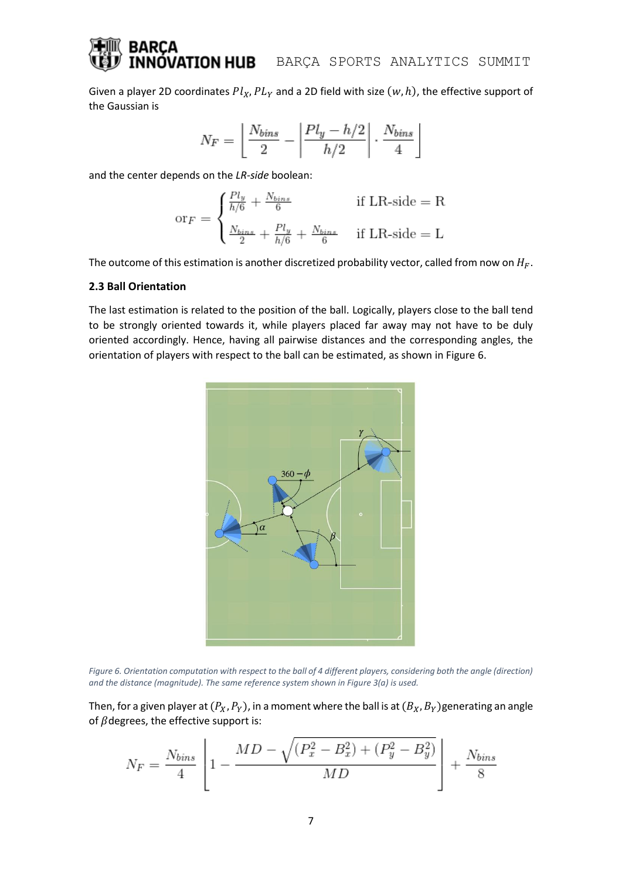Given a player 2D coordinates $Pl_X, PL_Y$ and a 2D field with size $(w, h)$, the effective support of the Gaussian is

$$N_F = \left\lfloor \frac{N_{bins}}{2} - \left| \frac{Pl_y - h/2}{h/2} \right| \cdot \frac{N_{bins}}{4} \right\rfloor$$

and the center depends on the *LR-side* boolean:

$$\text{or}_F = \begin{cases} \frac{Pl_y}{h/6} + \frac{N_{bins}}{6} & \text{if LR-side} = \text{R} \\ \frac{N_{bins}}{2} + \frac{Pl_y}{h/6} + \frac{N_{bins}}{6} & \text{if LR-side} = \text{L} \end{cases}$$

The outcome of this estimation is another discretized probability vector, called from now on $H_F$.

### 2.3 Ball Orientation

The last estimation is related to the position of the ball. Logically, players close to the ball tend to be strongly oriented towards it, while players placed far away may not have to be duly oriented accordingly. Hence, having all pairwise distances and the corresponding angles, the orientation of players with respect to the ball can be estimated, as shown in Figure 6.

*Figure 6. Orientation computation with respect to the ball of 4 different players, considering both the angle (direction) and the distance (magnitude). The same reference system shown in Figure 3(a) is used.*

Then, for a given player at $(P_X, P_Y)$, in a moment where the ball is at $(B_X, B_Y)$ generating an angle of $\beta$ degrees, the effective support is:

$$N_F = \frac{N_{bins}}{4} \left\lfloor 1 - \frac{MD - \sqrt{(P_x^2 - B_x^2) + (P_y^2 - B_y^2)}}{MD} \right\rfloor + \frac{N_{bins}}{8}$$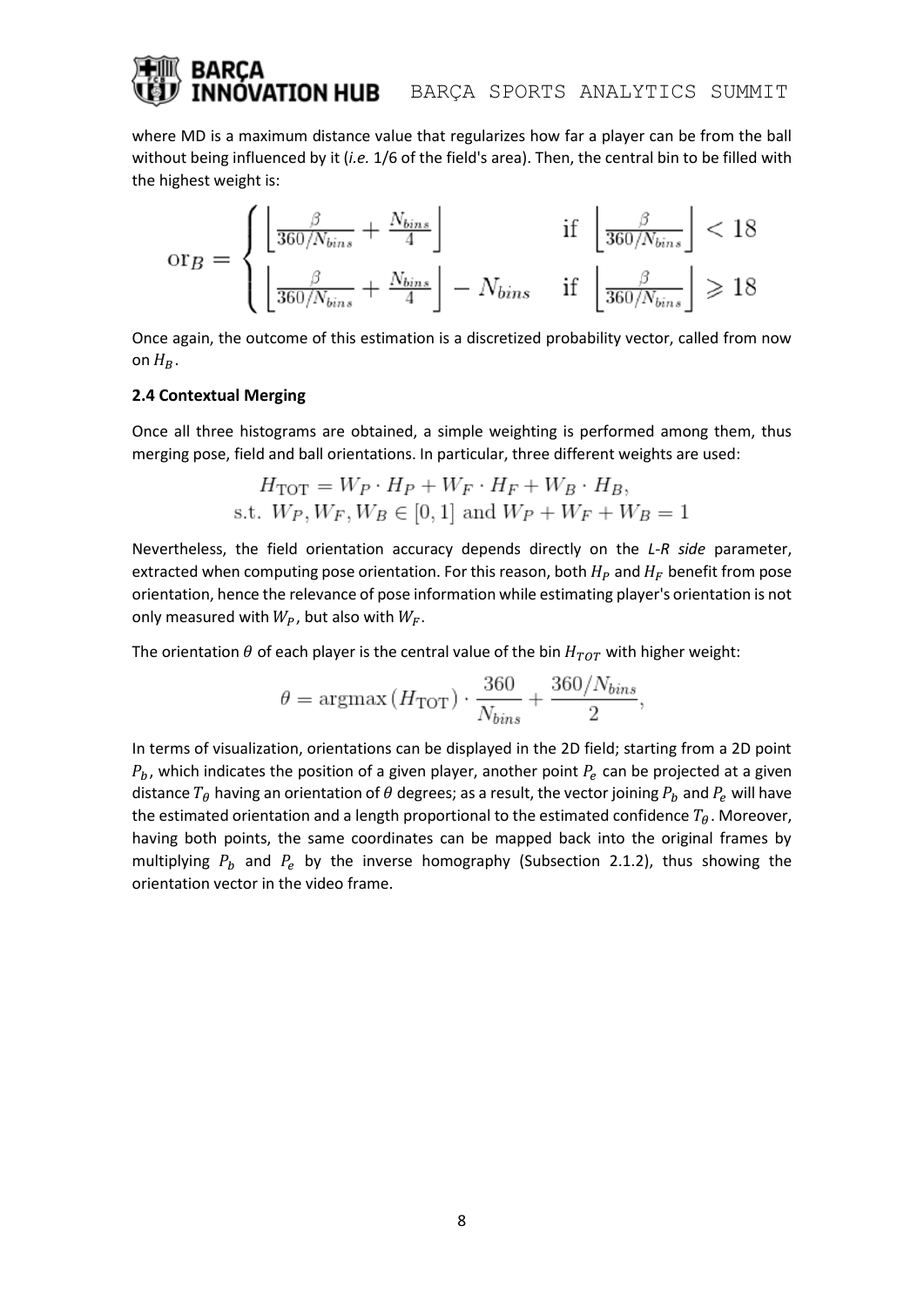where MD is a maximum distance value that regularizes how far a player can be from the ball without being influenced by it (*i.e.* 1/6 of the field's area). Then, the central bin to be filled with the highest weight is:

$$\text{or}_B = \begin{cases} \left\lfloor \frac{\beta}{360/N_{bins}} + \frac{N_{bins}}{4} \right\rfloor & \text{if } \left\lfloor \frac{\beta}{360/N_{bins}} \right\rfloor < 18 \\ \left\lfloor \frac{\beta}{360/N_{bins}} + \frac{N_{bins}}{4} \right\rfloor - N_{bins} & \text{if } \left\lfloor \frac{\beta}{360/N_{bins}} \right\rfloor \geqslant 18 \end{cases}$$

Once again, the outcome of this estimation is a discretized probability vector, called from now on $H_B$.

### 2.4 Contextual Merging

Once all three histograms are obtained, a simple weighting is performed among them, thus merging pose, field and ball orientations. In particular, three different weights are used:

$$H_{\text{TOT}} = W_P \cdot H_P + W_F \cdot H_F + W_B \cdot H_B,$$
$$\text{s.t. } W_P, W_F, W_B \in [0,1] \text{ and } W_P + W_F + W_B = 1$$

Nevertheless, the field orientation accuracy depends directly on the *L-R side* parameter, extracted when computing pose orientation. For this reason, both $H_P$ and $H_F$ benefit from pose orientation, hence the relevance of pose information while estimating player's orientation is not only measured with $W_P$, but also with $W_F$.

The orientation $\theta$ of each player is the central value of the bin $H_{TOT}$ with higher weight:

$$\theta = \text{argmax}\left(H_{\text{TOT}}\right) \cdot \frac{360}{N_{bins}} + \frac{360/N_{bins}}{2},$$

In terms of visualization, orientations can be displayed in the 2D field; starting from a 2D point $P_b$, which indicates the position of a given player, another point $P_e$ can be projected at a given distance $T_\theta$ having an orientation of $\theta$ degrees; as a result, the vector joining $P_b$ and $P_e$ will have the estimated orientation and a length proportional to the estimated confidence $T_\theta$. Moreover, having both points, the same coordinates can be mapped back into the original frames by multiplying $P_b$ and $P_e$ by the inverse homography (Subsection 2.1.2), thus showing the orientation vector in the video frame.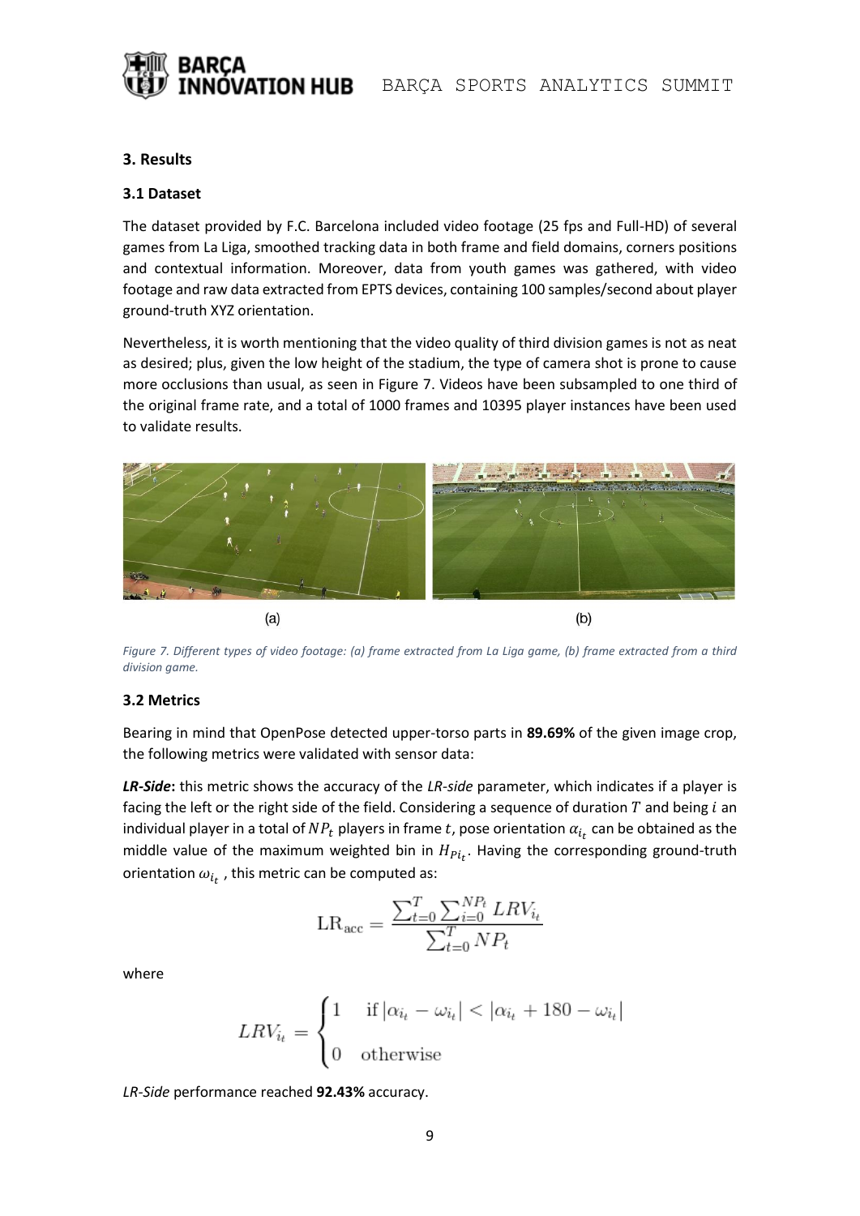## 3. Results

### 3.1 Dataset

The dataset provided by F.C. Barcelona included video footage (25 fps and Full-HD) of several games from La Liga, smoothed tracking data in both frame and field domains, corners positions and contextual information. Moreover, data from youth games was gathered, with video footage and raw data extracted from EPTS devices, containing 100 samples/second about player ground-truth XYZ orientation.

Nevertheless, it is worth mentioning that the video quality of third division games is not as neat as desired; plus, given the low height of the stadium, the type of camera shot is prone to cause more occlusions than usual, as seen in Figure 7. Videos have been subsampled to one third of the original frame rate, and a total of 1000 frames and 10395 player instances have been used to validate results.

(a) (b)

*Figure 7. Different types of video footage: (a) frame extracted from La Liga game, (b) frame extracted from a third division game.*

### 3.2 Metrics

Bearing in mind that OpenPose detected upper-torso parts in **89.69%** of the given image crop, the following metrics were validated with sensor data:

***LR-Side*****:** this metric shows the accuracy of the *LR-side* parameter, which indicates if a player is facing the left or the right side of the field. Considering a sequence of duration $T$ and being $i$ an individual player in a total of $NP_t$ players in frame $t$, pose orientation $\alpha_{i_t}$ can be obtained as the middle value of the maximum weighted bin in $H_{Pi_t}$. Having the corresponding ground-truth orientation $\omega_{i_t}$ , this metric can be computed as:

$$\mathrm{LR}_{\mathrm{acc}} = \frac{\sum_{t=0}^{T} \sum_{i=0}^{NP_t} LRV_{i_t}}{\sum_{t=0}^{T} NP_t}$$

where

$$LRV_{i_t} = \begin{cases} 1 & \text{if } |\alpha_{i_t} - \omega_{i_t}| < |\alpha_{i_t} + 180 - \omega_{i_t}| \\ 0 & \text{otherwise} \end{cases}$$

*LR-Side* performance reached **92.43%** accuracy.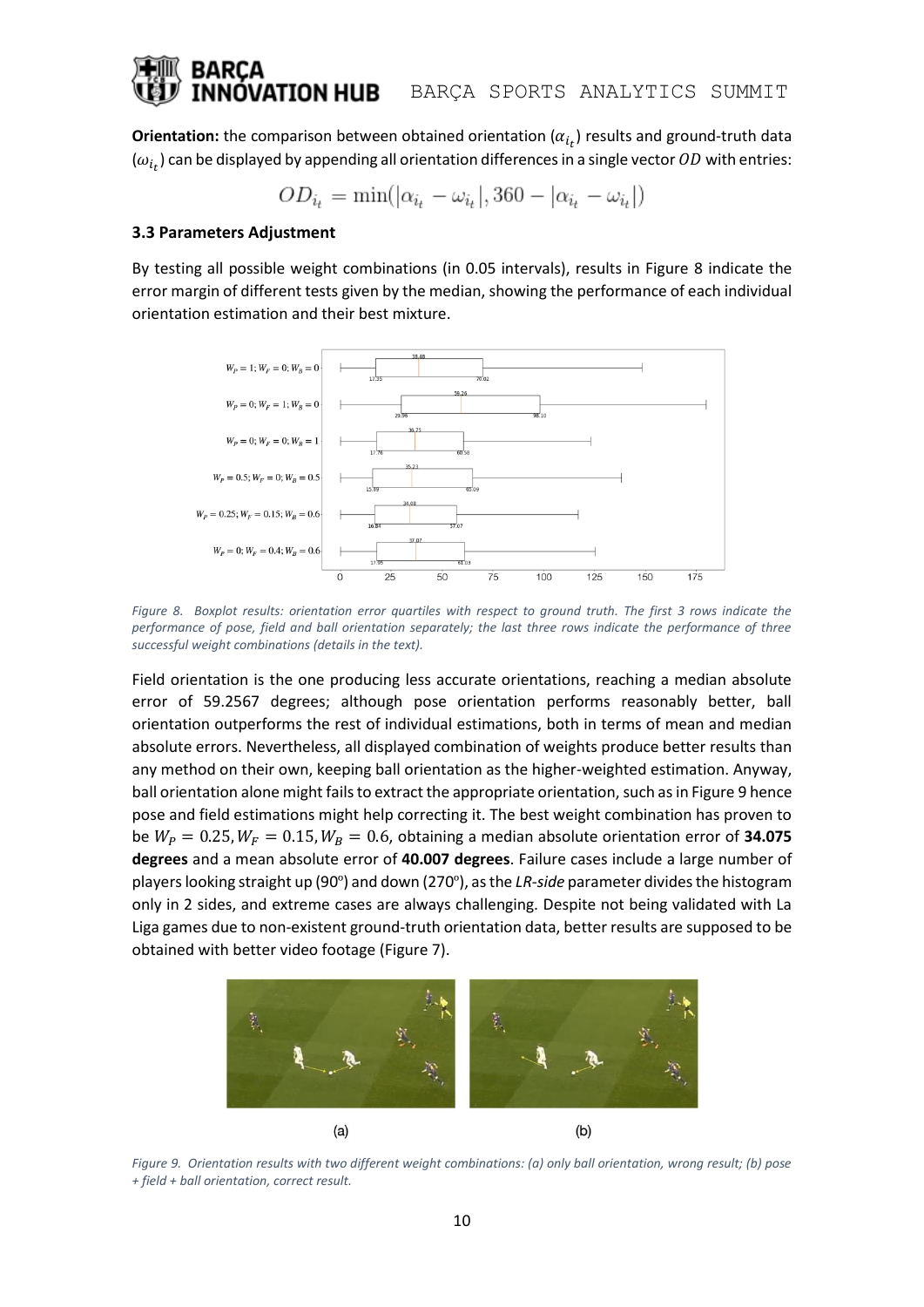**Orientation:** the comparison between obtained orientation ($\alpha_{i_t}$) results and ground-truth data ($\omega_{i_t}$) can be displayed by appending all orientation differences in a single vector $OD$ with entries:

$$OD_{i_t} = \min(|\alpha_{i_t} - \omega_{i_t}|, 360 - |\alpha_{i_t} - \omega_{i_t}|)$$

### 3.3 Parameters Adjustment

By testing all possible weight combinations (in 0.05 intervals), results in Figure 8 indicate the error margin of different tests given by the median, showing the performance of each individual orientation estimation and their best mixture.

*Figure 8. Boxplot results: orientation error quartiles with respect to ground truth. The first 3 rows indicate the performance of pose, field and ball orientation separately; the last three rows indicate the performance of three successful weight combinations (details in the text).*

Field orientation is the one producing less accurate orientations, reaching a median absolute error of 59.2567 degrees; although pose orientation performs reasonably better, ball orientation outperforms the rest of individual estimations, both in terms of mean and median absolute errors. Nevertheless, all displayed combination of weights produce better results than any method on their own, keeping ball orientation as the higher-weighted estimation. Anyway, ball orientation alone might fails to extract the appropriate orientation, such as in Figure 9 hence pose and field estimations might help correcting it. The best weight combination has proven to be $W_P = 0.25, W_F = 0.15, W_B = 0.6$, obtaining a median absolute orientation error of **34.075 degrees** and a mean absolute error of **40.007 degrees**. Failure cases include a large number of players looking straight up (90º) and down (270º), as the *LR-side* parameter divides the histogram only in 2 sides, and extreme cases are always challenging. Despite not being validated with La Liga games due to non-existent ground-truth orientation data, better results are supposed to be obtained with better video footage (Figure 7).

(a) (b)

*Figure 9. Orientation results with two different weight combinations: (a) only ball orientation, wrong result; (b) pose + field + ball orientation, correct result.*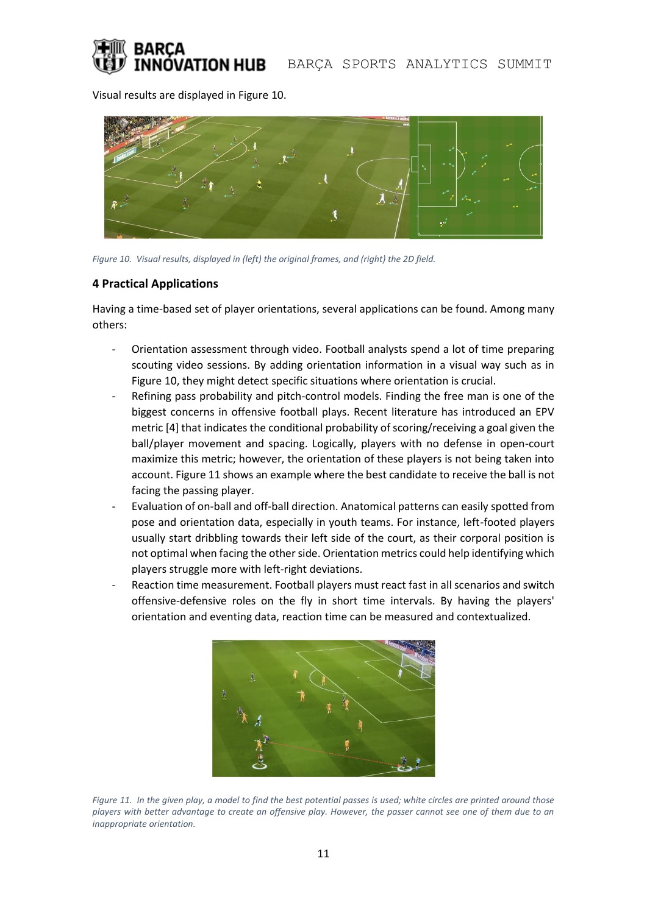Visual results are displayed in Figure 10.

*Figure 10. Visual results, displayed in (left) the original frames, and (right) the 2D field.*

### 4 Practical Applications

Having a time-based set of player orientations, several applications can be found. Among many others:

- Orientation assessment through video. Football analysts spend a lot of time preparing scouting video sessions. By adding orientation information in a visual way such as in Figure 10, they might detect specific situations where orientation is crucial.
- Refining pass probability and pitch-control models. Finding the free man is one of the biggest concerns in offensive football plays. Recent literature has introduced an EPV metric [4] that indicates the conditional probability of scoring/receiving a goal given the ball/player movement and spacing. Logically, players with no defense in open-court maximize this metric; however, the orientation of these players is not being taken into account. Figure 11 shows an example where the best candidate to receive the ball is not facing the passing player.
- Evaluation of on-ball and off-ball direction. Anatomical patterns can easily spotted from pose and orientation data, especially in youth teams. For instance, left-footed players usually start dribbling towards their left side of the court, as their corporal position is not optimal when facing the other side. Orientation metrics could help identifying which players struggle more with left-right deviations.
- Reaction time measurement. Football players must react fast in all scenarios and switch offensive-defensive roles on the fly in short time intervals. By having the players' orientation and eventing data, reaction time can be measured and contextualized.

*Figure 11. In the given play, a model to find the best potential passes is used; white circles are printed around those players with better advantage to create an offensive play. However, the passer cannot see one of them due to an inappropriate orientation.*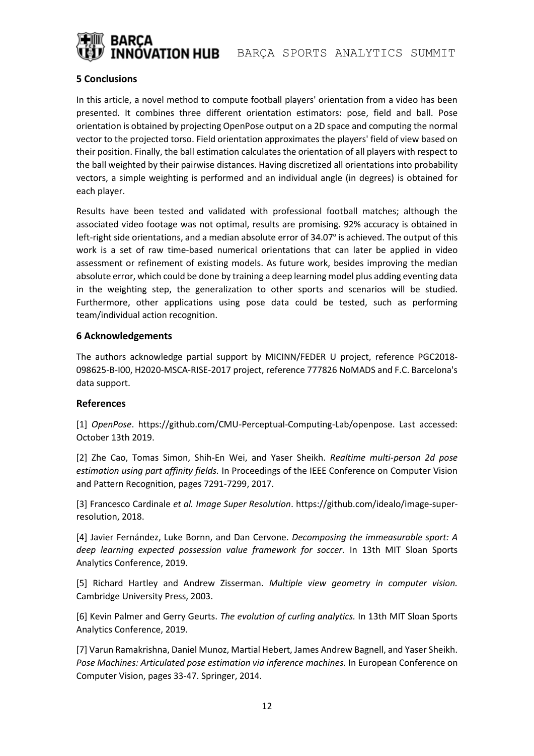## 5 Conclusions

In this article, a novel method to compute football players' orientation from a video has been presented. It combines three different orientation estimators: pose, field and ball. Pose orientation is obtained by projecting OpenPose output on a 2D space and computing the normal vector to the projected torso. Field orientation approximates the players' field of view based on their position. Finally, the ball estimation calculates the orientation of all players with respect to the ball weighted by their pairwise distances. Having discretized all orientations into probability vectors, a simple weighting is performed and an individual angle (in degrees) is obtained for each player.

Results have been tested and validated with professional football matches; although the associated video footage was not optimal, results are promising. 92% accuracy is obtained in left-right side orientations, and a median absolute error of 34.07º is achieved. The output of this work is a set of raw time-based numerical orientations that can later be applied in video assessment or refinement of existing models. As future work, besides improving the median absolute error, which could be done by training a deep learning model plus adding eventing data in the weighting step, the generalization to other sports and scenarios will be studied. Furthermore, other applications using pose data could be tested, such as performing team/individual action recognition.

## 6 Acknowledgements

The authors acknowledge partial support by MICINN/FEDER U project, reference PGC2018-098625-B-I00, H2020-MSCA-RISE-2017 project, reference 777826 NoMADS and F.C. Barcelona's data support.

## References

[1] *OpenPose*. https://github.com/CMU-Perceptual-Computing-Lab/openpose. Last accessed: October 13th 2019.

[2] Zhe Cao, Tomas Simon, Shih-En Wei, and Yaser Sheikh. *Realtime multi-person 2d pose estimation using part affinity fields.* In Proceedings of the IEEE Conference on Computer Vision and Pattern Recognition, pages 7291-7299, 2017.

[3] Francesco Cardinale *et al. Image Super Resolution*. https://github.com/idealo/image-super-resolution, 2018.

[4] Javier Fernández, Luke Bornn, and Dan Cervone. *Decomposing the immeasurable sport: A deep learning expected possession value framework for soccer.* In 13th MIT Sloan Sports Analytics Conference, 2019.

[5] Richard Hartley and Andrew Zisserman. *Multiple view geometry in computer vision.* Cambridge University Press, 2003.

[6] Kevin Palmer and Gerry Geurts. *The evolution of curling analytics.* In 13th MIT Sloan Sports Analytics Conference, 2019.

[7] Varun Ramakrishna, Daniel Munoz, Martial Hebert, James Andrew Bagnell, and Yaser Sheikh. *Pose Machines: Articulated pose estimation via inference machines.* In European Conference on Computer Vision, pages 33-47. Springer, 2014.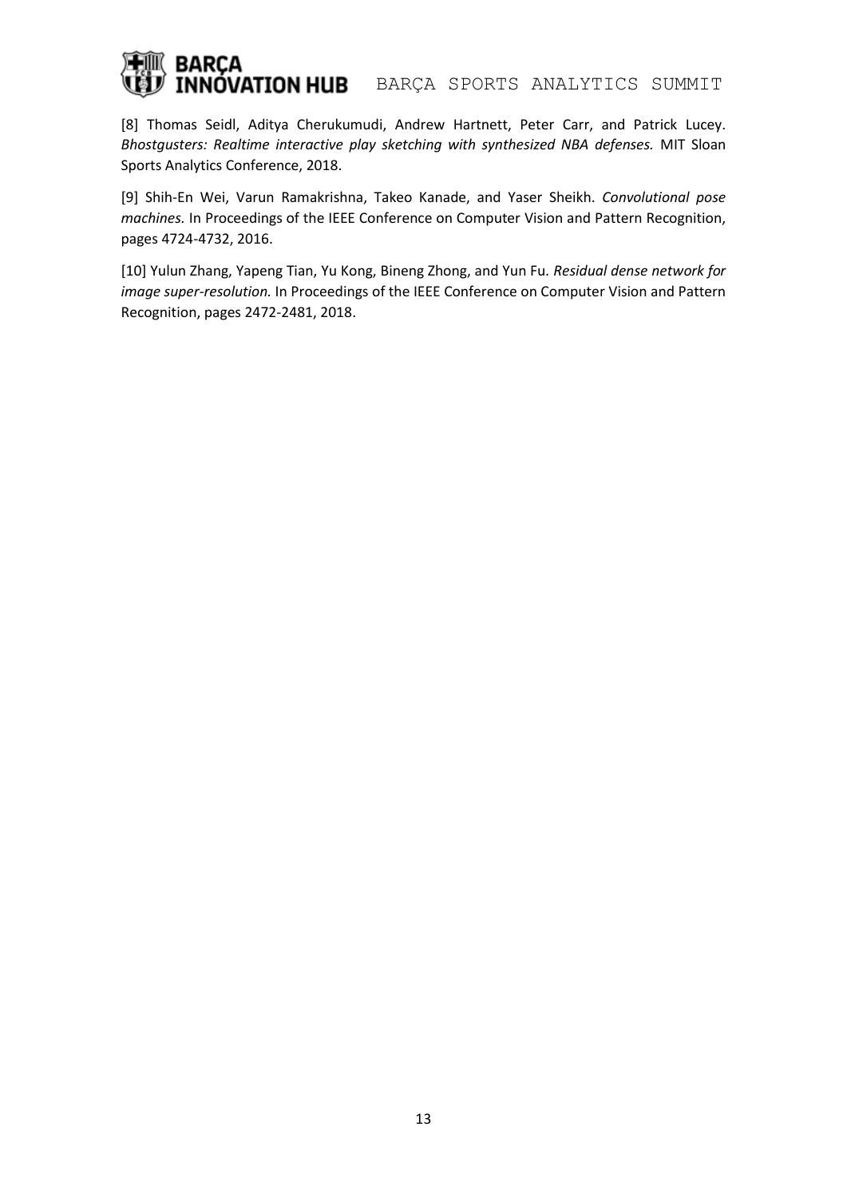[8] Thomas Seidl, Aditya Cherukumudi, Andrew Hartnett, Peter Carr, and Patrick Lucey. *Bhostgusters: Realtime interactive play sketching with synthesized NBA defenses.* MIT Sloan Sports Analytics Conference, 2018.

[9] Shih-En Wei, Varun Ramakrishna, Takeo Kanade, and Yaser Sheikh. *Convolutional pose machines.* In Proceedings of the IEEE Conference on Computer Vision and Pattern Recognition, pages 4724-4732, 2016.

[10] Yulun Zhang, Yapeng Tian, Yu Kong, Bineng Zhong, and Yun Fu. *Residual dense network for image super-resolution.* In Proceedings of the IEEE Conference on Computer Vision and Pattern Recognition, pages 2472-2481, 2018.